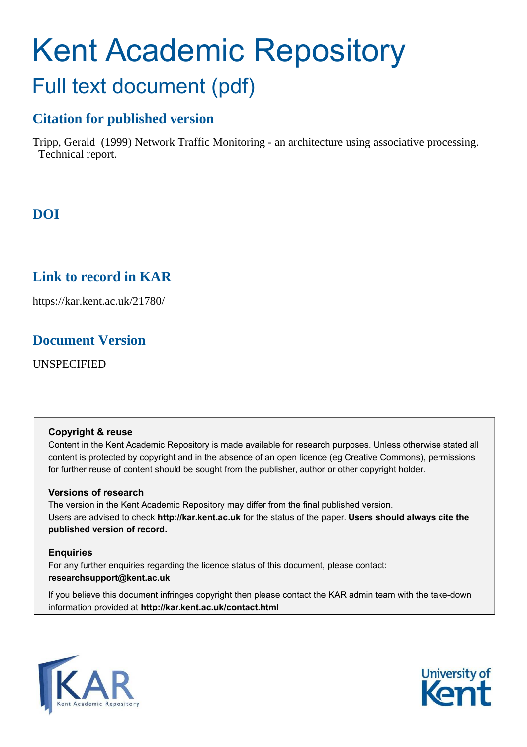# Kent Academic Repository

## Full text document (pdf)

### Citation for published version

Tripp, Gerald (1999) Network Traffic Monitoring - an architecture using associative processing. Technical report.

### DOI

### Link to record in KAR

https://kar.kent.ac.uk/21780/

### Document Version

UNSPECIFIED

**Copyright & reuse**

Content in the Kent Academic Repository is made available for research purposes. Unless otherwise stated all content is protected by copyright and in the absence of an open licence (eg Creative Commons), permissions for further reuse of content should be sought from the publisher, author or other copyright holder.

**Versions of research**

The version in the Kent Academic Repository may differ from the final published version. Users are advised to check **http://kar.kent.ac.uk** for the status of the paper. **Users should always cite the published version of record.**

**Enquiries**

For any further enquiries regarding the licence status of this document, please contact: **researchsupport@kent.ac.uk**

If you believe this document infringes copyright then please contact the KAR admin team with the take-down information provided at **http://kar.kent.ac.uk/contact.html**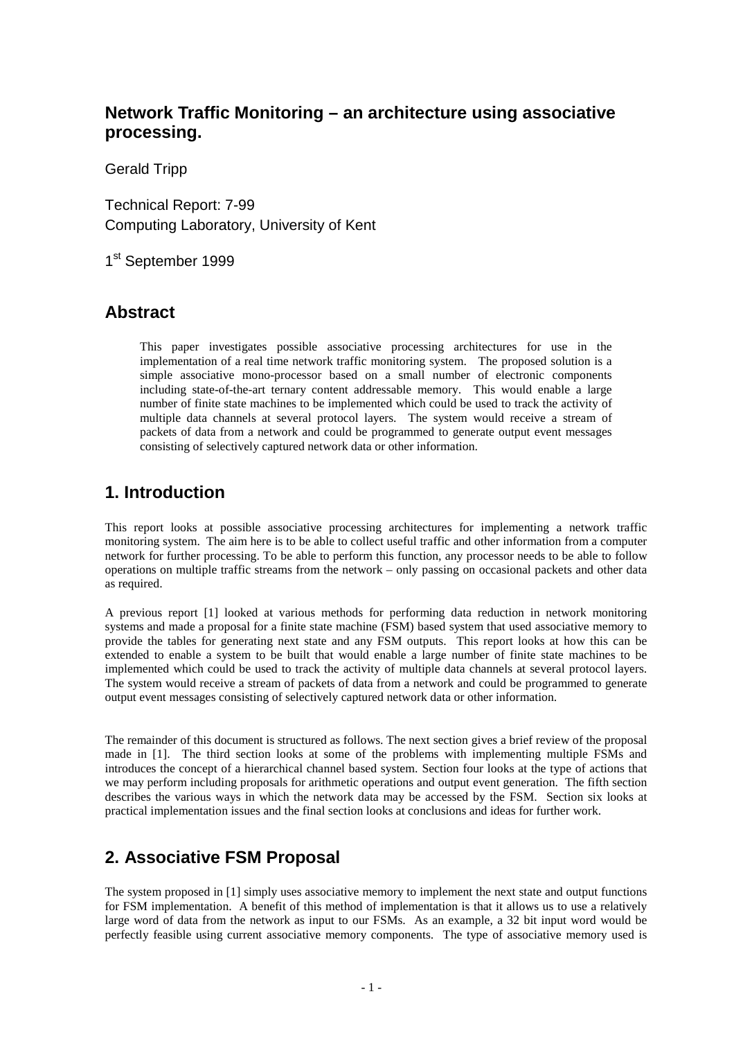## Network Traffic Monitoring – an architecture using associative processing.

Gerald Tripp

Technical Report: 7-99
Computing Laboratory, University of Kent

1st September 1999

## Abstract

This paper investigates possible associative processing architectures for use in the implementation of a real time network traffic monitoring system. The proposed solution is a simple associative mono-processor based on a small number of electronic components including state-of-the-art ternary content addressable memory. This would enable a large number of finite state machines to be implemented which could be used to track the activity of multiple data channels at several protocol layers. The system would receive a stream of packets of data from a network and could be programmed to generate output event messages consisting of selectively captured network data or other information.

## 1. Introduction

This report looks at possible associative processing architectures for implementing a network traffic monitoring system. The aim here is to be able to collect useful traffic and other information from a computer network for further processing. To be able to perform this function, any processor needs to be able to follow operations on multiple traffic streams from the network – only passing on occasional packets and other data as required.

A previous report [1] looked at various methods for performing data reduction in network monitoring systems and made a proposal for a finite state machine (FSM) based system that used associative memory to provide the tables for generating next state and any FSM outputs. This report looks at how this can be extended to enable a system to be built that would enable a large number of finite state machines to be implemented which could be used to track the activity of multiple data channels at several protocol layers. The system would receive a stream of packets of data from a network and could be programmed to generate output event messages consisting of selectively captured network data or other information.

The remainder of this document is structured as follows. The next section gives a brief review of the proposal made in [1]. The third section looks at some of the problems with implementing multiple FSMs and introduces the concept of a hierarchical channel based system. Section four looks at the type of actions that we may perform including proposals for arithmetic operations and output event generation. The fifth section describes the various ways in which the network data may be accessed by the FSM. Section six looks at practical implementation issues and the final section looks at conclusions and ideas for further work.

## 2. Associative FSM Proposal

The system proposed in [1] simply uses associative memory to implement the next state and output functions for FSM implementation. A benefit of this method of implementation is that it allows us to use a relatively large word of data from the network as input to our FSMs. As an example, a 32 bit input word would be perfectly feasible using current associative memory components. The type of associative memory used is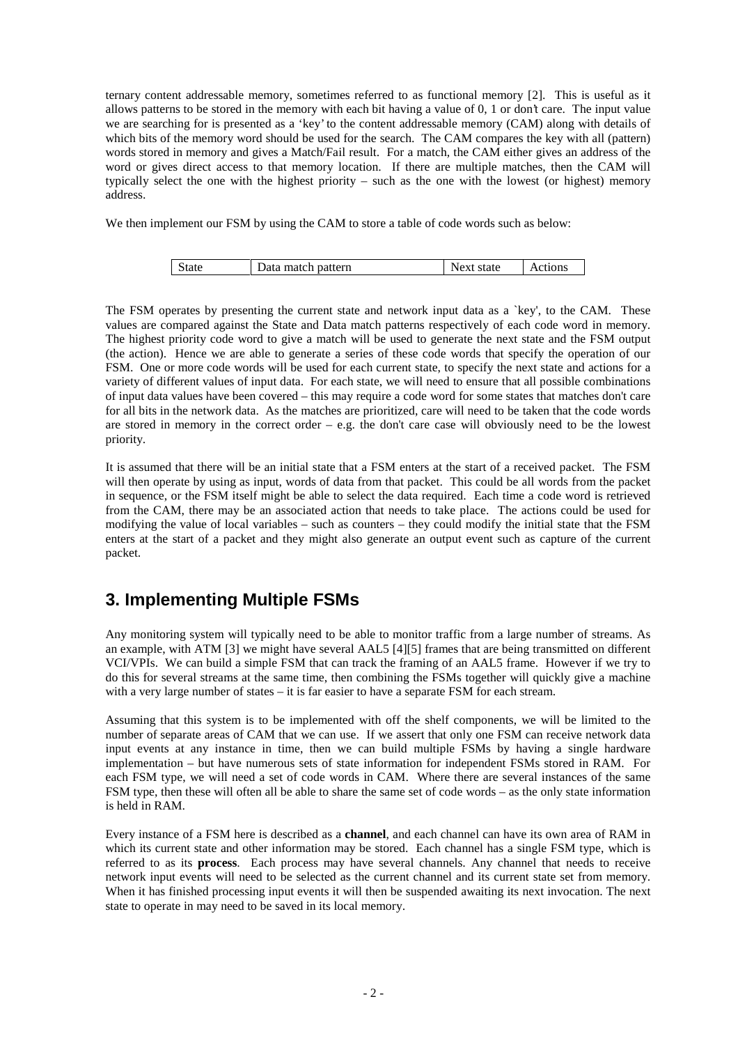ternary content addressable memory, sometimes referred to as functional memory [2]. This is useful as it allows patterns to be stored in the memory with each bit having a value of 0, 1 or don't care. The input value we are searching for is presented as a 'key' to the content addressable memory (CAM) along with details of which bits of the memory word should be used for the search. The CAM compares the key with all (pattern) words stored in memory and gives a Match/Fail result. For a match, the CAM either gives an address of the word or gives direct access to that memory location. If there are multiple matches, then the CAM will typically select the one with the highest priority – such as the one with the lowest (or highest) memory address.

We then implement our FSM by using the CAM to store a table of code words such as below:

| State | Data match pattern | Next state | Actions |
|---|---|---|---|

The FSM operates by presenting the current state and network input data as a `key', to the CAM. These values are compared against the State and Data match patterns respectively of each code word in memory. The highest priority code word to give a match will be used to generate the next state and the FSM output (the action). Hence we are able to generate a series of these code words that specify the operation of our FSM. One or more code words will be used for each current state, to specify the next state and actions for a variety of different values of input data. For each state, we will need to ensure that all possible combinations of input data values have been covered – this may require a code word for some states that matches don't care for all bits in the network data. As the matches are prioritized, care will need to be taken that the code words are stored in memory in the correct order – e.g. the don't care case will obviously need to be the lowest priority.

It is assumed that there will be an initial state that a FSM enters at the start of a received packet. The FSM will then operate by using as input, words of data from that packet. This could be all words from the packet in sequence, or the FSM itself might be able to select the data required. Each time a code word is retrieved from the CAM, there may be an associated action that needs to take place. The actions could be used for modifying the value of local variables – such as counters – they could modify the initial state that the FSM enters at the start of a packet and they might also generate an output event such as capture of the current packet.

## 3. Implementing Multiple FSMs

Any monitoring system will typically need to be able to monitor traffic from a large number of streams. As an example, with ATM [3] we might have several AAL5 [4][5] frames that are being transmitted on different VCI/VPIs. We can build a simple FSM that can track the framing of an AAL5 frame. However if we try to do this for several streams at the same time, then combining the FSMs together will quickly give a machine with a very large number of states – it is far easier to have a separate FSM for each stream.

Assuming that this system is to be implemented with off the shelf components, we will be limited to the number of separate areas of CAM that we can use. If we assert that only one FSM can receive network data input events at any instance in time, then we can build multiple FSMs by having a single hardware implementation – but have numerous sets of state information for independent FSMs stored in RAM. For each FSM type, we will need a set of code words in CAM. Where there are several instances of the same FSM type, then these will often all be able to share the same set of code words – as the only state information is held in RAM.

Every instance of a FSM here is described as a **channel**, and each channel can have its own area of RAM in which its current state and other information may be stored. Each channel has a single FSM type, which is referred to as its **process**. Each process may have several channels. Any channel that needs to receive network input events will need to be selected as the current channel and its current state set from memory. When it has finished processing input events it will then be suspended awaiting its next invocation. The next state to operate in may need to be saved in its local memory.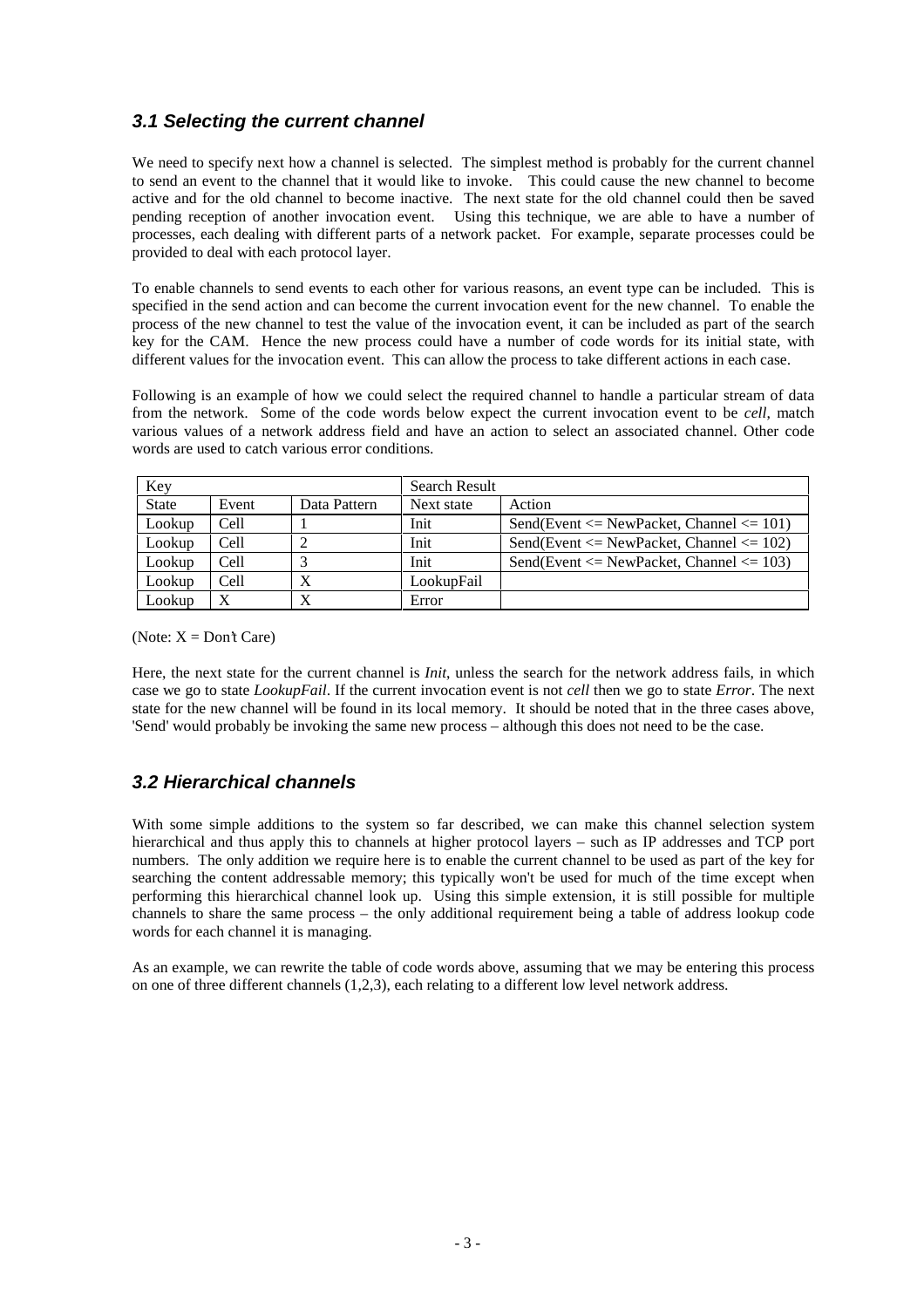### *3.1 Selecting the current channel*

We need to specify next how a channel is selected. The simplest method is probably for the current channel to send an event to the channel that it would like to invoke. This could cause the new channel to become active and for the old channel to become inactive. The next state for the old channel could then be saved pending reception of another invocation event. Using this technique, we are able to have a number of processes, each dealing with different parts of a network packet. For example, separate processes could be provided to deal with each protocol layer.

To enable channels to send events to each other for various reasons, an event type can be included. This is specified in the send action and can become the current invocation event for the new channel. To enable the process of the new channel to test the value of the invocation event, it can be included as part of the search key for the CAM. Hence the new process could have a number of code words for its initial state, with different values for the invocation event. This can allow the process to take different actions in each case.

Following is an example of how we could select the required channel to handle a particular stream of data from the network. Some of the code words below expect the current invocation event to be *cell*, match various values of a network address field and have an action to select an associated channel. Other code words are used to catch various error conditions.

| Key | | | Search Result | |
|---|---|---|---|---|
| State | Event | Data Pattern | Next state | Action |
| Lookup | Cell | 1 | Init | Send(Event <= NewPacket, Channel <= 101) |
| Lookup | Cell | 2 | Init | Send(Event <= NewPacket, Channel <= 102) |
| Lookup | Cell | 3 | Init | Send(Event <= NewPacket, Channel <= 103) |
| Lookup | Cell | X | LookupFail | |
| Lookup | X | X | Error | |

(Note: X = Don't Care)

Here, the next state for the current channel is *Init*, unless the search for the network address fails, in which case we go to state *LookupFail*. If the current invocation event is not *cell* then we go to state *Error*. The next state for the new channel will be found in its local memory. It should be noted that in the three cases above, 'Send' would probably be invoking the same new process – although this does not need to be the case.

### *3.2 Hierarchical channels*

With some simple additions to the system so far described, we can make this channel selection system hierarchical and thus apply this to channels at higher protocol layers – such as IP addresses and TCP port numbers. The only addition we require here is to enable the current channel to be used as part of the key for searching the content addressable memory; this typically won't be used for much of the time except when performing this hierarchical channel look up. Using this simple extension, it is still possible for multiple channels to share the same process – the only additional requirement being a table of address lookup code words for each channel it is managing.

As an example, we can rewrite the table of code words above, assuming that we may be entering this process on one of three different channels (1,2,3), each relating to a different low level network address.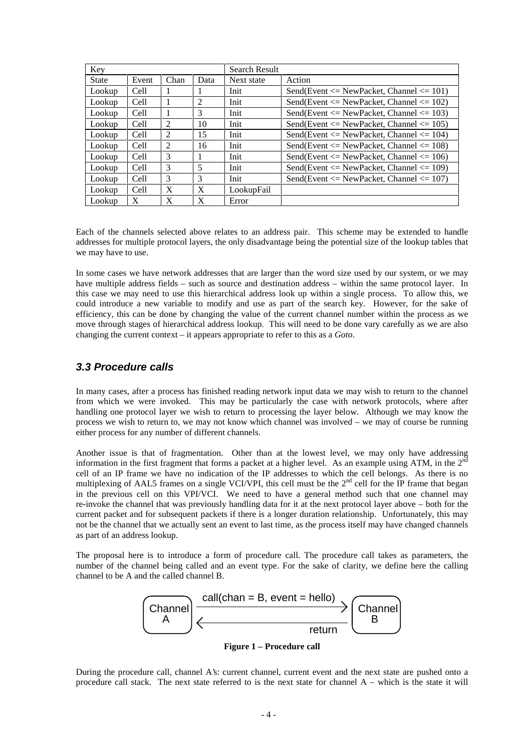| Key | | | | Search Result | |
|---|---|---|---|---|---|
| State | Event | Chan | Data | Next state | Action |
| Lookup | Cell | 1 | 1 | Init | Send(Event <= NewPacket, Channel <= 101) |
| Lookup | Cell | 1 | 2 | Init | Send(Event <= NewPacket, Channel <= 102) |
| Lookup | Cell | 1 | 3 | Init | Send(Event <= NewPacket, Channel <= 103) |
| Lookup | Cell | 2 | 10 | Init | Send(Event <= NewPacket, Channel <= 105) |
| Lookup | Cell | 2 | 15 | Init | Send(Event <= NewPacket, Channel <= 104) |
| Lookup | Cell | 2 | 16 | Init | Send(Event <= NewPacket, Channel <= 108) |
| Lookup | Cell | 3 | 1 | Init | Send(Event <= NewPacket, Channel <= 106) |
| Lookup | Cell | 3 | 5 | Init | Send(Event <= NewPacket, Channel <= 109) |
| Lookup | Cell | 3 | 3 | Init | Send(Event <= NewPacket, Channel <= 107) |
| Lookup | Cell | X | X | LookupFail | |
| Lookup | X | X | X | Error | |

Each of the channels selected above relates to an address pair. This scheme may be extended to handle addresses for multiple protocol layers, the only disadvantage being the potential size of the lookup tables that we may have to use.

In some cases we have network addresses that are larger than the word size used by our system, or we may have multiple address fields – such as source and destination address – within the same protocol layer. In this case we may need to use this hierarchical address look up within a single process. To allow this, we could introduce a new variable to modify and use as part of the search key. However, for the sake of efficiency, this can be done by changing the value of the current channel number within the process as we move through stages of hierarchical address lookup. This will need to be done vary carefully as we are also changing the current context – it appears appropriate to refer to this as a *Goto*.

### *3.3 Procedure calls*

In many cases, after a process has finished reading network input data we may wish to return to the channel from which we were invoked. This may be particularly the case with network protocols, where after handling one protocol layer we wish to return to processing the layer below. Although we may know the process we wish to return to, we may not know which channel was involved – we may of course be running either process for any number of different channels.

Another issue is that of fragmentation. Other than at the lowest level, we may only have addressing information in the first fragment that forms a packet at a higher level. As an example using ATM, in the 2nd cell of an IP frame we have no indication of the IP addresses to which the cell belongs. As there is no multiplexing of AAL5 frames on a single VCI/VPI, this cell must be the 2nd cell for the IP frame that began in the previous cell on this VPI/VCI. We need to have a general method such that one channel may re-invoke the channel that was previously handling data for it at the next protocol layer above – both for the current packet and for subsequent packets if there is a longer duration relationship. Unfortunately, this may not be the channel that we actually sent an event to last time, as the process itself may have changed channels as part of an address lookup.

The proposal here is to introduce a form of procedure call. The procedure call takes as parameters, the number of the channel being called and an event type. For the sake of clarity, we define here the calling channel to be A and the called channel B.

Channel A —— call(chan = B, event = hello) ——> Channel B

Channel A <—— return —— Channel B

**Figure 1 – Procedure call**

During the procedure call, channel A's: current channel, current event and the next state are pushed onto a procedure call stack. The next state referred to is the next state for channel A – which is the state it will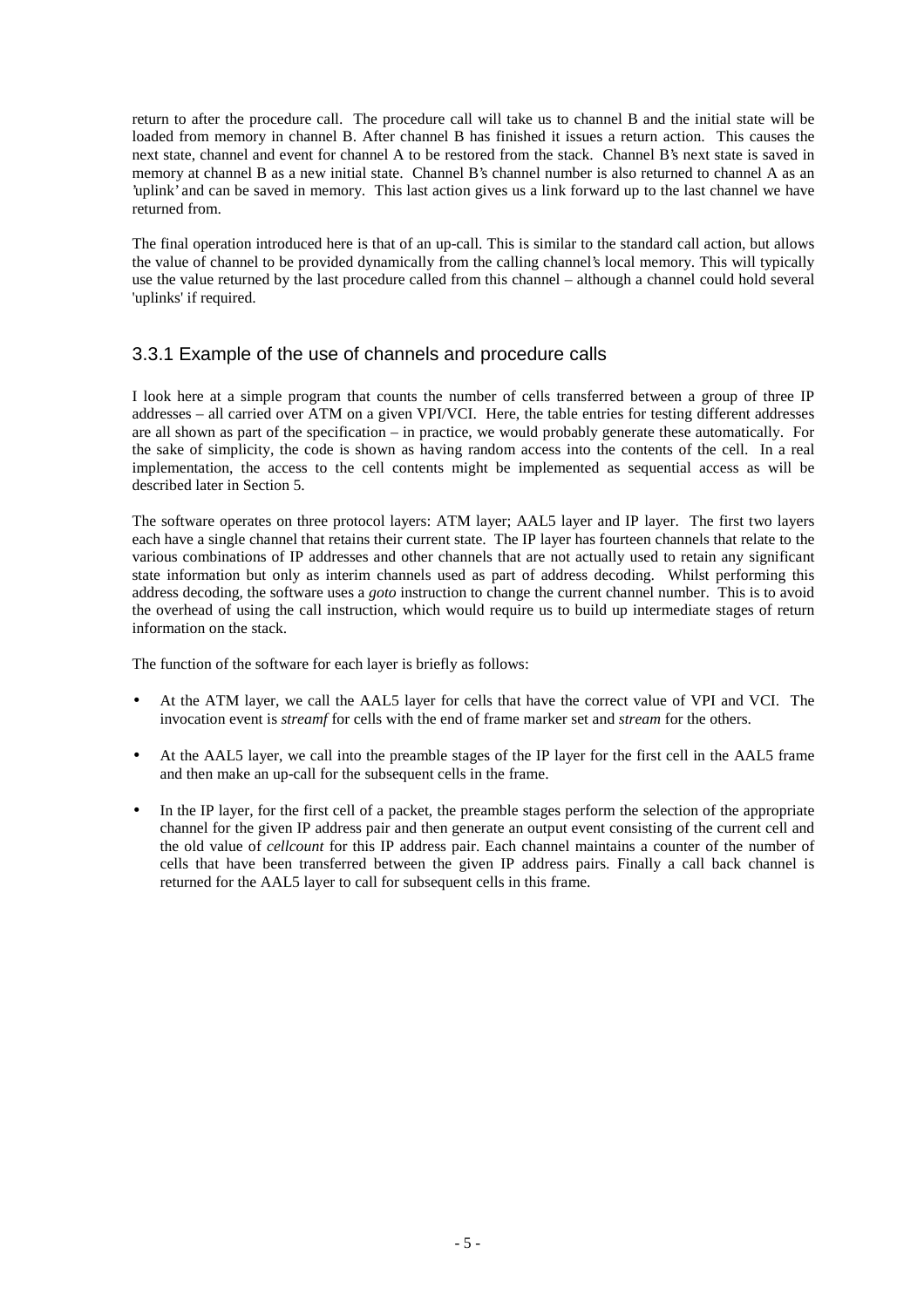return to after the procedure call. The procedure call will take us to channel B and the initial state will be loaded from memory in channel B. After channel B has finished it issues a return action. This causes the next state, channel and event for channel A to be restored from the stack. Channel B's next state is saved in memory at channel B as a new initial state. Channel B's channel number is also returned to channel A as an 'uplink' and can be saved in memory. This last action gives us a link forward up to the last channel we have returned from.

The final operation introduced here is that of an up-call. This is similar to the standard call action, but allows the value of channel to be provided dynamically from the calling channel's local memory. This will typically use the value returned by the last procedure called from this channel – although a channel could hold several 'uplinks' if required.

### 3.3.1 Example of the use of channels and procedure calls

I look here at a simple program that counts the number of cells transferred between a group of three IP addresses – all carried over ATM on a given VPI/VCI. Here, the table entries for testing different addresses are all shown as part of the specification – in practice, we would probably generate these automatically. For the sake of simplicity, the code is shown as having random access into the contents of the cell. In a real implementation, the access to the cell contents might be implemented as sequential access as will be described later in Section 5.

The software operates on three protocol layers: ATM layer; AAL5 layer and IP layer. The first two layers each have a single channel that retains their current state. The IP layer has fourteen channels that relate to the various combinations of IP addresses and other channels that are not actually used to retain any significant state information but only as interim channels used as part of address decoding. Whilst performing this address decoding, the software uses a *goto* instruction to change the current channel number. This is to avoid the overhead of using the call instruction, which would require us to build up intermediate stages of return information on the stack.

The function of the software for each layer is briefly as follows:

- At the ATM layer, we call the AAL5 layer for cells that have the correct value of VPI and VCI. The invocation event is *streamf* for cells with the end of frame marker set and *stream* for the others.
- At the AAL5 layer, we call into the preamble stages of the IP layer for the first cell in the AAL5 frame and then make an up-call for the subsequent cells in the frame.
- In the IP layer, for the first cell of a packet, the preamble stages perform the selection of the appropriate channel for the given IP address pair and then generate an output event consisting of the current cell and the old value of *cellcount* for this IP address pair. Each channel maintains a counter of the number of cells that have been transferred between the given IP address pairs. Finally a call back channel is returned for the AAL5 layer to call for subsequent cells in this frame.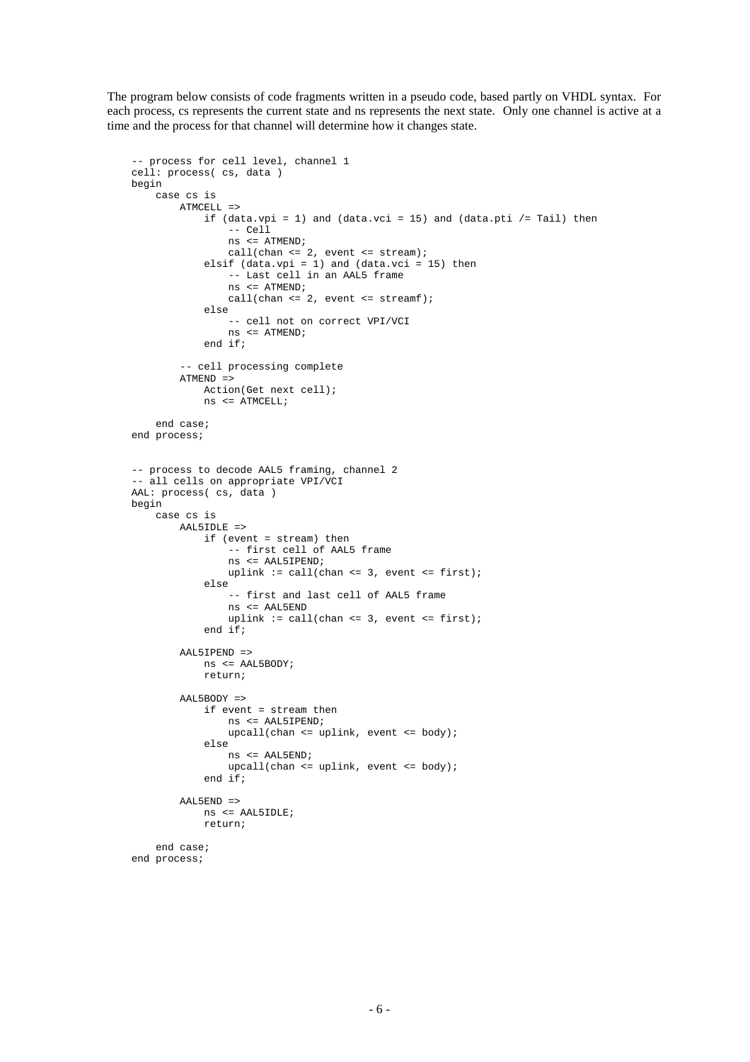The program below consists of code fragments written in a pseudo code, based partly on VHDL syntax. For each process, cs represents the current state and ns represents the next state. Only one channel is active at a time and the process for that channel will determine how it changes state.

```
-- process for cell level, channel 1
cell: process( cs, data )
begin
    case cs is
        ATMCELL =>
            if (data.vpi = 1) and (data.vci = 15) and (data.pti /= Tail) then
                -- Cell
                ns <= ATMEND;
                call(chan <= 2, event <= stream);
            elsif (data.vpi = 1) and (data.vci = 15) then
                -- Last cell in an AAL5 frame
                ns <= ATMEND;
                call(chan <= 2, event <= streamf);
            else
                -- cell not on correct VPI/VCI
                ns <= ATMEND;
            end if;

        -- cell processing complete
        ATMEND =>
            Action(Get next cell);
            ns <= ATMCELL;

    end case;
end process;


-- process to decode AAL5 framing, channel 2
-- all cells on appropriate VPI/VCI
AAL: process( cs, data )
begin
    case cs is
        AAL5IDLE =>
            if (event = stream) then
                -- first cell of AAL5 frame
                ns <= AAL5IPEND;
                uplink := call(chan <= 3, event <= first);
            else
                -- first and last cell of AAL5 frame
                ns <= AAL5END
                uplink := call(chan <= 3, event <= first);
            end if;

        AAL5IPEND =>
            ns <= AAL5BODY;
            return;

        AAL5BODY =>
            if event = stream then
                ns <= AAL5IPEND;
                upcall(chan <= uplink, event <= body);
            else
                ns <= AAL5END;
                upcall(chan <= uplink, event <= body);
            end if;

        AAL5END =>
            ns <= AAL5IDLE;
            return;

    end case;
end process;
```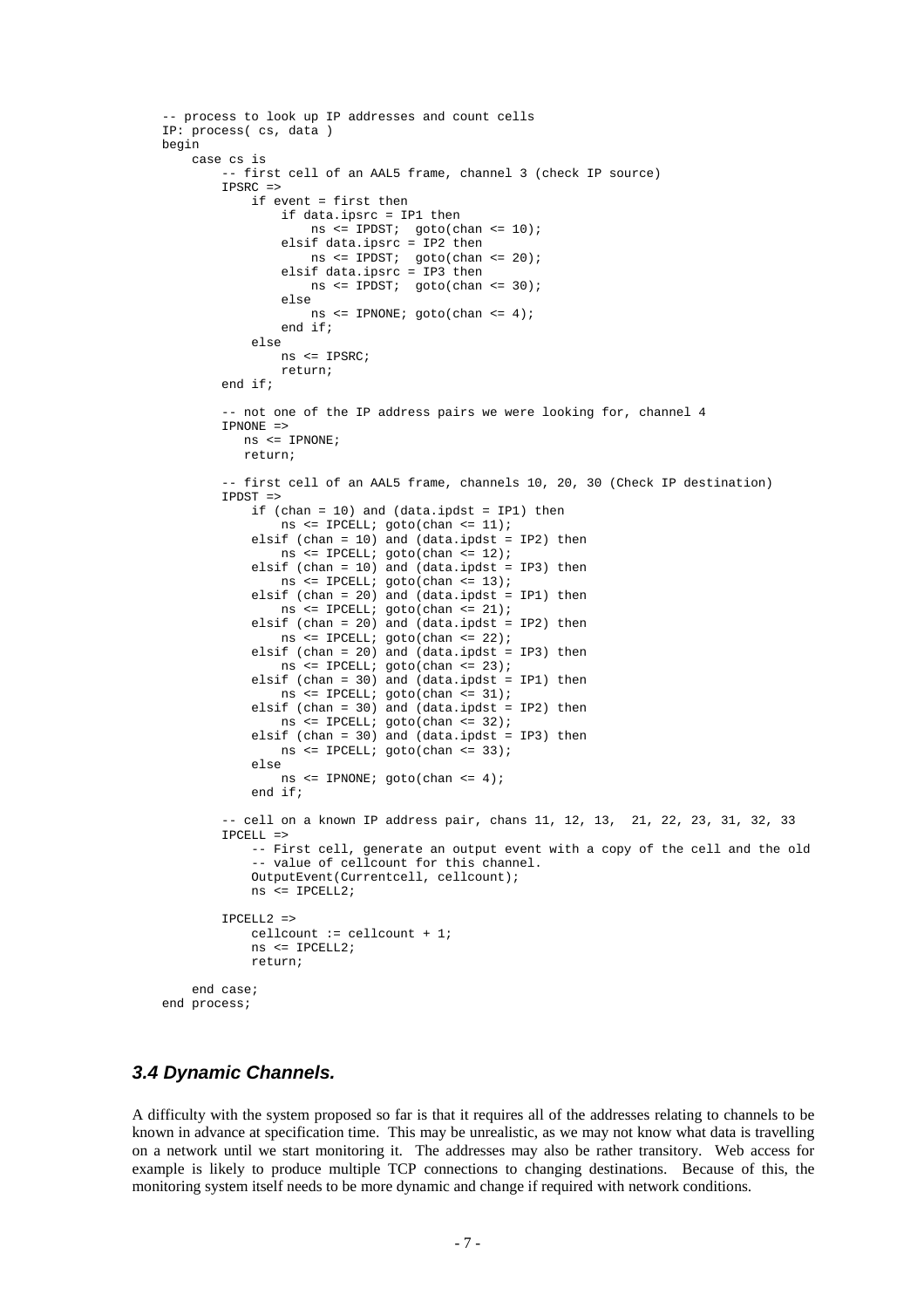```
-- process to look up IP addresses and count cells
IP: process( cs, data )
begin
    case cs is
        -- first cell of an AAL5 frame, channel 3 (check IP source)
        IPSRC =>
            if event = first then
                if data.ipsrc = IP1 then
                    ns <= IPDST;  goto(chan <= 10);
                elsif data.ipsrc = IP2 then
                    ns <= IPDST;  goto(chan <= 20);
                elsif data.ipsrc = IP3 then
                    ns <= IPDST;  goto(chan <= 30);
                else
                    ns <= IPNONE; goto(chan <= 4);
                end if;
            else
                ns <= IPSRC;
                return;
        end if;

        -- not one of the IP address pairs we were looking for, channel 4
        IPNONE =>
           ns <= IPNONE;
           return;

        -- first cell of an AAL5 frame, channels 10, 20, 30 (Check IP destination)
        IPDST =>
            if (chan = 10) and (data.ipdst = IP1) then
                ns <= IPCELL; goto(chan <= 11);
            elsif (chan = 10) and (data.ipdst = IP2) then
                ns <= IPCELL; goto(chan <= 12);
            elsif (chan = 10) and (data.ipdst = IP3) then
                ns <= IPCELL; goto(chan <= 13);
            elsif (chan = 20) and (data.ipdst = IP1) then
                ns <= IPCELL; goto(chan <= 21);
            elsif (chan = 20) and (data.ipdst = IP2) then
                ns <= IPCELL; goto(chan <= 22);
            elsif (chan = 20) and (data.ipdst = IP3) then
                ns <= IPCELL; goto(chan <= 23);
            elsif (chan = 30) and (data.ipdst = IP1) then
                ns <= IPCELL; goto(chan <= 31);
            elsif (chan = 30) and (data.ipdst = IP2) then
                ns <= IPCELL; goto(chan <= 32);
            elsif (chan = 30) and (data.ipdst = IP3) then
                ns <= IPCELL; goto(chan <= 33);
            else
                ns <= IPNONE; goto(chan <= 4);
            end if;

        -- cell on a known IP address pair, chans 11, 12, 13,  21, 22, 23, 31, 32, 33
        IPCELL =>
            -- First cell, generate an output event with a copy of the cell and the old
            -- value of cellcount for this channel.
            OutputEvent(Currentcell, cellcount);
            ns <= IPCELL2;

        IPCELL2 =>
            cellcount := cellcount + 1;
            ns <= IPCELL2;
            return;

    end case;
end process;
```

### *3.4 Dynamic Channels.*

A difficulty with the system proposed so far is that it requires all of the addresses relating to channels to be known in advance at specification time. This may be unrealistic, as we may not know what data is travelling on a network until we start monitoring it. The addresses may also be rather transitory. Web access for example is likely to produce multiple TCP connections to changing destinations. Because of this, the monitoring system itself needs to be more dynamic and change if required with network conditions.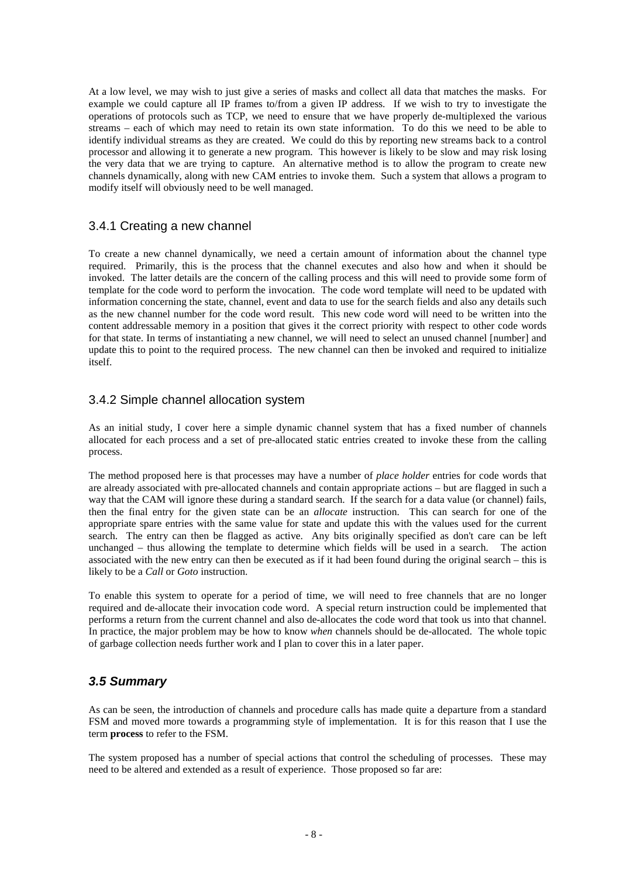At a low level, we may wish to just give a series of masks and collect all data that matches the masks. For example we could capture all IP frames to/from a given IP address. If we wish to try to investigate the operations of protocols such as TCP, we need to ensure that we have properly de-multiplexed the various streams – each of which may need to retain its own state information. To do this we need to be able to identify individual streams as they are created. We could do this by reporting new streams back to a control processor and allowing it to generate a new program. This however is likely to be slow and may risk losing the very data that we are trying to capture. An alternative method is to allow the program to create new channels dynamically, along with new CAM entries to invoke them. Such a system that allows a program to modify itself will obviously need to be well managed.

### 3.4.1 Creating a new channel

To create a new channel dynamically, we need a certain amount of information about the channel type required. Primarily, this is the process that the channel executes and also how and when it should be invoked. The latter details are the concern of the calling process and this will need to provide some form of template for the code word to perform the invocation. The code word template will need to be updated with information concerning the state, channel, event and data to use for the search fields and also any details such as the new channel number for the code word result. This new code word will need to be written into the content addressable memory in a position that gives it the correct priority with respect to other code words for that state. In terms of instantiating a new channel, we will need to select an unused channel [number] and update this to point to the required process. The new channel can then be invoked and required to initialize itself.

### 3.4.2 Simple channel allocation system

As an initial study, I cover here a simple dynamic channel system that has a fixed number of channels allocated for each process and a set of pre-allocated static entries created to invoke these from the calling process.

The method proposed here is that processes may have a number of *place holder* entries for code words that are already associated with pre-allocated channels and contain appropriate actions – but are flagged in such a way that the CAM will ignore these during a standard search. If the search for a data value (or channel) fails, then the final entry for the given state can be an *allocate* instruction. This can search for one of the appropriate spare entries with the same value for state and update this with the values used for the current search. The entry can then be flagged as active. Any bits originally specified as don't care can be left unchanged – thus allowing the template to determine which fields will be used in a search. The action associated with the new entry can then be executed as if it had been found during the original search – this is likely to be a *Call* or *Goto* instruction.

To enable this system to operate for a period of time, we will need to free channels that are no longer required and de-allocate their invocation code word. A special return instruction could be implemented that performs a return from the current channel and also de-allocates the code word that took us into that channel. In practice, the major problem may be how to know *when* channels should be de-allocated. The whole topic of garbage collection needs further work and I plan to cover this in a later paper.

## *3.5 Summary*

As can be seen, the introduction of channels and procedure calls has made quite a departure from a standard FSM and moved more towards a programming style of implementation. It is for this reason that I use the term **process** to refer to the FSM.

The system proposed has a number of special actions that control the scheduling of processes. These may need to be altered and extended as a result of experience. Those proposed so far are: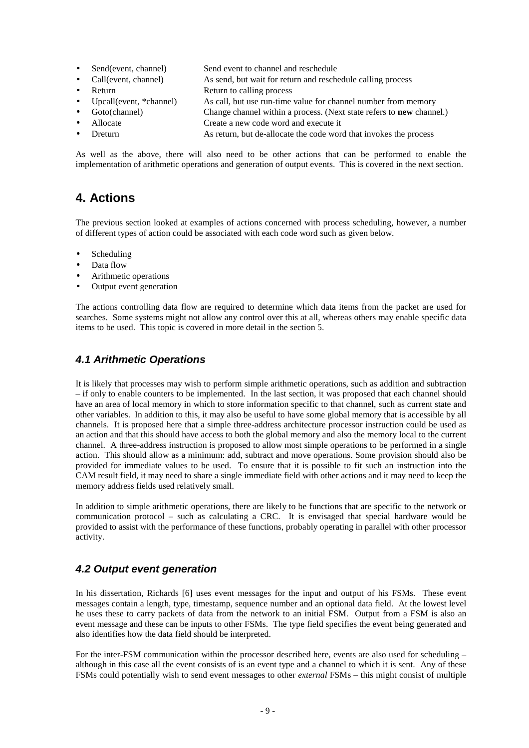- Send(event, channel) — Send event to channel and reschedule
- Call(event, channel) — As send, but wait for return and reschedule calling process
- Return — Return to calling process
- Upcall(event, *channel) — As call, but use run-time value for channel number from memory
- Goto(channel) — Change channel within a process. (Next state refers to **new** channel.)
- Allocate — Create a new code word and execute it
- Dreturn — As return, but de-allocate the code word that invokes the process

As well as the above, there will also need to be other actions that can be performed to enable the implementation of arithmetic operations and generation of output events. This is covered in the next section.

# 4. Actions

The previous section looked at examples of actions concerned with process scheduling, however, a number of different types of action could be associated with each code word such as given below.

- Scheduling
- Data flow
- Arithmetic operations
- Output event generation

The actions controlling data flow are required to determine which data items from the packet are used for searches. Some systems might not allow any control over this at all, whereas others may enable specific data items to be used. This topic is covered in more detail in the section 5.

## *4.1 Arithmetic Operations*

It is likely that processes may wish to perform simple arithmetic operations, such as addition and subtraction – if only to enable counters to be implemented. In the last section, it was proposed that each channel should have an area of local memory in which to store information specific to that channel, such as current state and other variables. In addition to this, it may also be useful to have some global memory that is accessible by all channels. It is proposed here that a simple three-address architecture processor instruction could be used as an action and that this should have access to both the global memory and also the memory local to the current channel. A three-address instruction is proposed to allow most simple operations to be performed in a single action. This should allow as a minimum: add, subtract and move operations. Some provision should also be provided for immediate values to be used. To ensure that it is possible to fit such an instruction into the CAM result field, it may need to share a single immediate field with other actions and it may need to keep the memory address fields used relatively small.

In addition to simple arithmetic operations, there are likely to be functions that are specific to the network or communication protocol – such as calculating a CRC. It is envisaged that special hardware would be provided to assist with the performance of these functions, probably operating in parallel with other processor activity.

## *4.2 Output event generation*

In his dissertation, Richards [6] uses event messages for the input and output of his FSMs. These event messages contain a length, type, timestamp, sequence number and an optional data field. At the lowest level he uses these to carry packets of data from the network to an initial FSM. Output from a FSM is also an event message and these can be inputs to other FSMs. The type field specifies the event being generated and also identifies how the data field should be interpreted.

For the inter-FSM communication within the processor described here, events are also used for scheduling – although in this case all the event consists of is an event type and a channel to which it is sent. Any of these FSMs could potentially wish to send event messages to other *external* FSMs – this might consist of multiple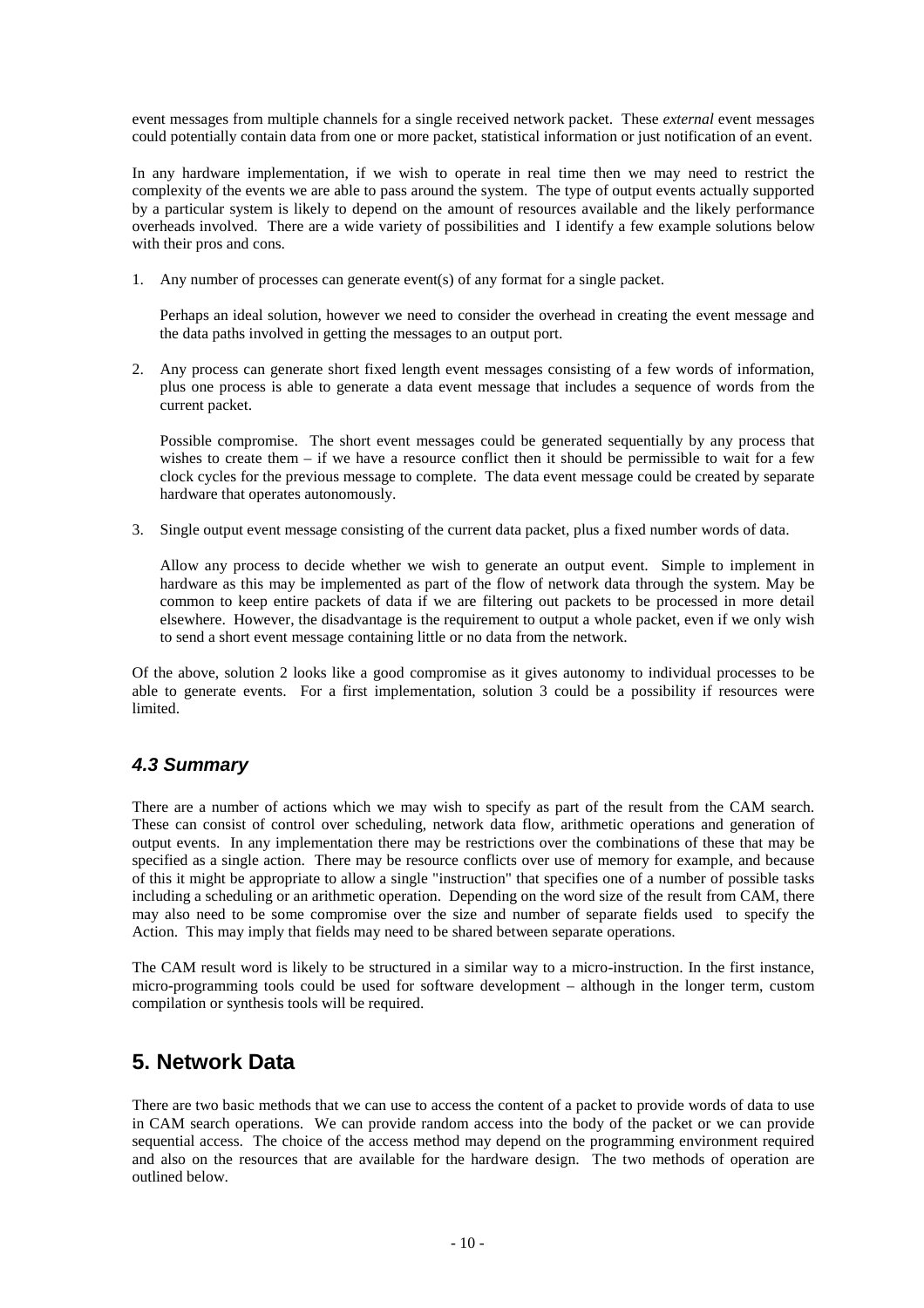event messages from multiple channels for a single received network packet. These *external* event messages could potentially contain data from one or more packet, statistical information or just notification of an event.

In any hardware implementation, if we wish to operate in real time then we may need to restrict the complexity of the events we are able to pass around the system. The type of output events actually supported by a particular system is likely to depend on the amount of resources available and the likely performance overheads involved. There are a wide variety of possibilities and I identify a few example solutions below with their pros and cons.

1. Any number of processes can generate event(s) of any format for a single packet.

   Perhaps an ideal solution, however we need to consider the overhead in creating the event message and the data paths involved in getting the messages to an output port.

2. Any process can generate short fixed length event messages consisting of a few words of information, plus one process is able to generate a data event message that includes a sequence of words from the current packet.

   Possible compromise. The short event messages could be generated sequentially by any process that wishes to create them – if we have a resource conflict then it should be permissible to wait for a few clock cycles for the previous message to complete. The data event message could be created by separate hardware that operates autonomously.

3. Single output event message consisting of the current data packet, plus a fixed number words of data.

   Allow any process to decide whether we wish to generate an output event. Simple to implement in hardware as this may be implemented as part of the flow of network data through the system. May be common to keep entire packets of data if we are filtering out packets to be processed in more detail elsewhere. However, the disadvantage is the requirement to output a whole packet, even if we only wish to send a short event message containing little or no data from the network.

Of the above, solution 2 looks like a good compromise as it gives autonomy to individual processes to be able to generate events. For a first implementation, solution 3 could be a possibility if resources were limited.

### *4.3 Summary*

There are a number of actions which we may wish to specify as part of the result from the CAM search. These can consist of control over scheduling, network data flow, arithmetic operations and generation of output events. In any implementation there may be restrictions over the combinations of these that may be specified as a single action. There may be resource conflicts over use of memory for example, and because of this it might be appropriate to allow a single "instruction" that specifies one of a number of possible tasks including a scheduling or an arithmetic operation. Depending on the word size of the result from CAM, there may also need to be some compromise over the size and number of separate fields used to specify the Action. This may imply that fields may need to be shared between separate operations.

The CAM result word is likely to be structured in a similar way to a micro-instruction. In the first instance, micro-programming tools could be used for software development – although in the longer term, custom compilation or synthesis tools will be required.

## 5. Network Data

There are two basic methods that we can use to access the content of a packet to provide words of data to use in CAM search operations. We can provide random access into the body of the packet or we can provide sequential access. The choice of the access method may depend on the programming environment required and also on the resources that are available for the hardware design. The two methods of operation are outlined below.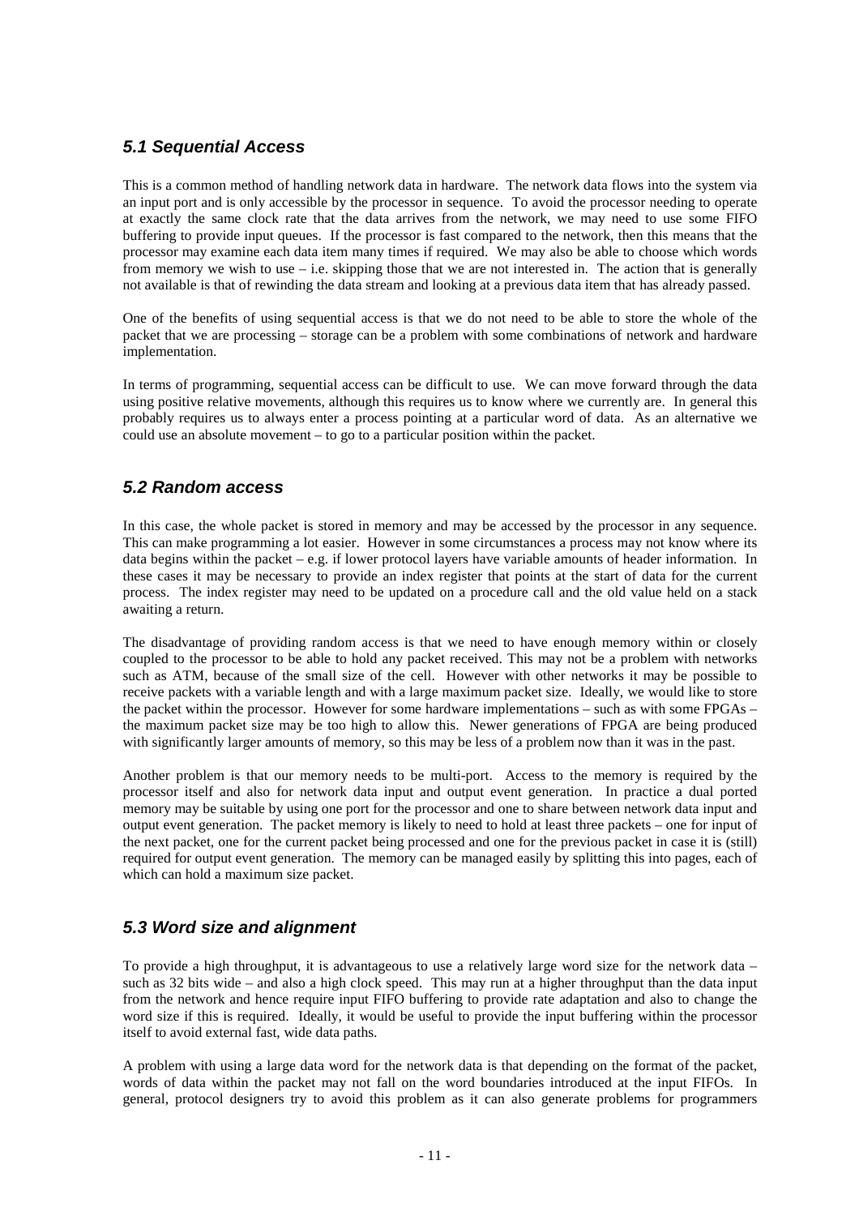### *5.1 Sequential Access*

This is a common method of handling network data in hardware. The network data flows into the system via an input port and is only accessible by the processor in sequence. To avoid the processor needing to operate at exactly the same clock rate that the data arrives from the network, we may need to use some FIFO buffering to provide input queues. If the processor is fast compared to the network, then this means that the processor may examine each data item many times if required. We may also be able to choose which words from memory we wish to use – i.e. skipping those that we are not interested in. The action that is generally not available is that of rewinding the data stream and looking at a previous data item that has already passed.

One of the benefits of using sequential access is that we do not need to be able to store the whole of the packet that we are processing – storage can be a problem with some combinations of network and hardware implementation.

In terms of programming, sequential access can be difficult to use. We can move forward through the data using positive relative movements, although this requires us to know where we currently are. In general this probably requires us to always enter a process pointing at a particular word of data. As an alternative we could use an absolute movement – to go to a particular position within the packet.

### *5.2 Random access*

In this case, the whole packet is stored in memory and may be accessed by the processor in any sequence. This can make programming a lot easier. However in some circumstances a process may not know where its data begins within the packet – e.g. if lower protocol layers have variable amounts of header information. In these cases it may be necessary to provide an index register that points at the start of data for the current process. The index register may need to be updated on a procedure call and the old value held on a stack awaiting a return.

The disadvantage of providing random access is that we need to have enough memory within or closely coupled to the processor to be able to hold any packet received. This may not be a problem with networks such as ATM, because of the small size of the cell. However with other networks it may be possible to receive packets with a variable length and with a large maximum packet size. Ideally, we would like to store the packet within the processor. However for some hardware implementations – such as with some FPGAs – the maximum packet size may be too high to allow this. Newer generations of FPGA are being produced with significantly larger amounts of memory, so this may be less of a problem now than it was in the past.

Another problem is that our memory needs to be multi-port. Access to the memory is required by the processor itself and also for network data input and output event generation. In practice a dual ported memory may be suitable by using one port for the processor and one to share between network data input and output event generation. The packet memory is likely to need to hold at least three packets – one for input of the next packet, one for the current packet being processed and one for the previous packet in case it is (still) required for output event generation. The memory can be managed easily by splitting this into pages, each of which can hold a maximum size packet.

### *5.3 Word size and alignment*

To provide a high throughput, it is advantageous to use a relatively large word size for the network data – such as 32 bits wide – and also a high clock speed. This may run at a higher throughput than the data input from the network and hence require input FIFO buffering to provide rate adaptation and also to change the word size if this is required. Ideally, it would be useful to provide the input buffering within the processor itself to avoid external fast, wide data paths.

A problem with using a large data word for the network data is that depending on the format of the packet, words of data within the packet may not fall on the word boundaries introduced at the input FIFOs. In general, protocol designers try to avoid this problem as it can also generate problems for programmers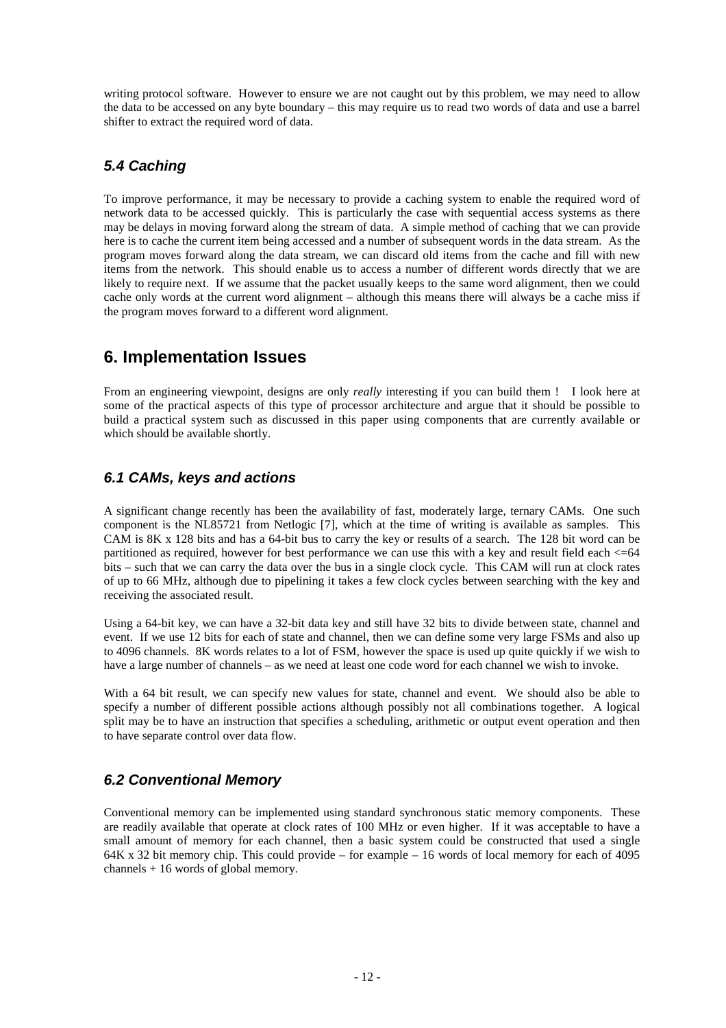writing protocol software. However to ensure we are not caught out by this problem, we may need to allow the data to be accessed on any byte boundary – this may require us to read two words of data and use a barrel shifter to extract the required word of data.

### *5.4 Caching*

To improve performance, it may be necessary to provide a caching system to enable the required word of network data to be accessed quickly. This is particularly the case with sequential access systems as there may be delays in moving forward along the stream of data. A simple method of caching that we can provide here is to cache the current item being accessed and a number of subsequent words in the data stream. As the program moves forward along the data stream, we can discard old items from the cache and fill with new items from the network. This should enable us to access a number of different words directly that we are likely to require next. If we assume that the packet usually keeps to the same word alignment, then we could cache only words at the current word alignment – although this means there will always be a cache miss if the program moves forward to a different word alignment.

## 6. Implementation Issues

From an engineering viewpoint, designs are only *really* interesting if you can build them ! I look here at some of the practical aspects of this type of processor architecture and argue that it should be possible to build a practical system such as discussed in this paper using components that are currently available or which should be available shortly.

### *6.1 CAMs, keys and actions*

A significant change recently has been the availability of fast, moderately large, ternary CAMs. One such component is the NL85721 from Netlogic [7], which at the time of writing is available as samples. This CAM is 8K x 128 bits and has a 64-bit bus to carry the key or results of a search. The 128 bit word can be partitioned as required, however for best performance we can use this with a key and result field each <=64 bits – such that we can carry the data over the bus in a single clock cycle. This CAM will run at clock rates of up to 66 MHz, although due to pipelining it takes a few clock cycles between searching with the key and receiving the associated result.

Using a 64-bit key, we can have a 32-bit data key and still have 32 bits to divide between state, channel and event. If we use 12 bits for each of state and channel, then we can define some very large FSMs and also up to 4096 channels. 8K words relates to a lot of FSM, however the space is used up quite quickly if we wish to have a large number of channels – as we need at least one code word for each channel we wish to invoke.

With a 64 bit result, we can specify new values for state, channel and event. We should also be able to specify a number of different possible actions although possibly not all combinations together. A logical split may be to have an instruction that specifies a scheduling, arithmetic or output event operation and then to have separate control over data flow.

### *6.2 Conventional Memory*

Conventional memory can be implemented using standard synchronous static memory components. These are readily available that operate at clock rates of 100 MHz or even higher. If it was acceptable to have a small amount of memory for each channel, then a basic system could be constructed that used a single 64K x 32 bit memory chip. This could provide – for example – 16 words of local memory for each of 4095 channels + 16 words of global memory.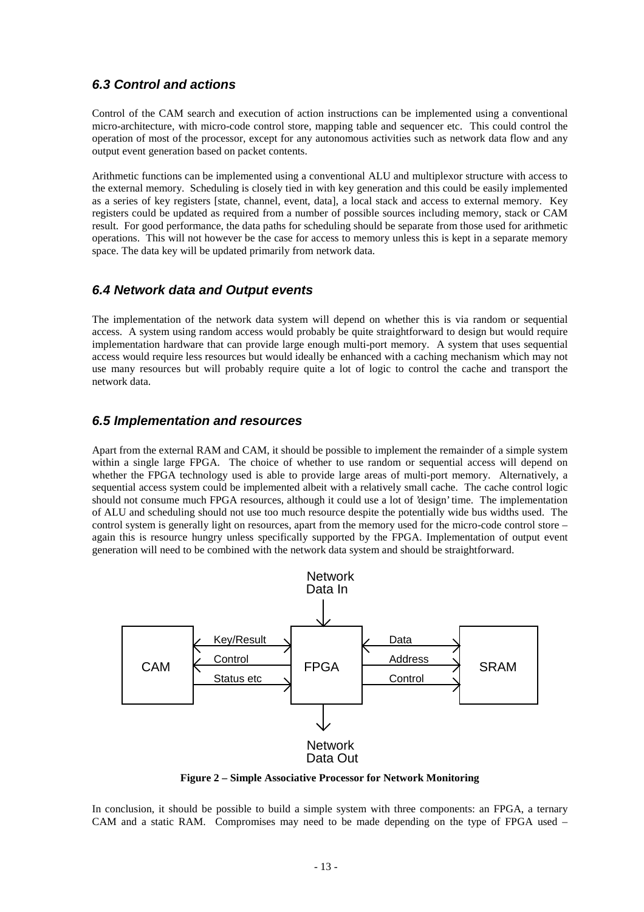### 6.3 Control and actions

Control of the CAM search and execution of action instructions can be implemented using a conventional micro-architecture, with micro-code control store, mapping table and sequencer etc. This could control the operation of most of the processor, except for any autonomous activities such as network data flow and any output event generation based on packet contents.

Arithmetic functions can be implemented using a conventional ALU and multiplexor structure with access to the external memory. Scheduling is closely tied in with key generation and this could be easily implemented as a series of key registers [state, channel, event, data], a local stack and access to external memory. Key registers could be updated as required from a number of possible sources including memory, stack or CAM result. For good performance, the data paths for scheduling should be separate from those used for arithmetic operations. This will not however be the case for access to memory unless this is kept in a separate memory space. The data key will be updated primarily from network data.

### 6.4 Network data and Output events

The implementation of the network data system will depend on whether this is via random or sequential access. A system using random access would probably be quite straightforward to design but would require implementation hardware that can provide large enough multi-port memory. A system that uses sequential access would require less resources but would ideally be enhanced with a caching mechanism which may not use many resources but will probably require quite a lot of logic to control the cache and transport the network data.

### 6.5 Implementation and resources

Apart from the external RAM and CAM, it should be possible to implement the remainder of a simple system within a single large FPGA. The choice of whether to use random or sequential access will depend on whether the FPGA technology used is able to provide large areas of multi-port memory. Alternatively, a sequential access system could be implemented albeit with a relatively small cache. The cache control logic should not consume much FPGA resources, although it could use a lot of 'design' time. The implementation of ALU and scheduling should not use too much resource despite the potentially wide bus widths used. The control system is generally light on resources, apart from the memory used for the micro-code control store – again this is resource hungry unless specifically supported by the FPGA. Implementation of output event generation will need to be combined with the network data system and should be straightforward.

Network Data In

CAM — Key/Result, Control, Status etc — FPGA — Data, Address, Control — SRAM

Network Data Out

**Figure 2 – Simple Associative Processor for Network Monitoring**

In conclusion, it should be possible to build a simple system with three components: an FPGA, a ternary CAM and a static RAM. Compromises may need to be made depending on the type of FPGA used –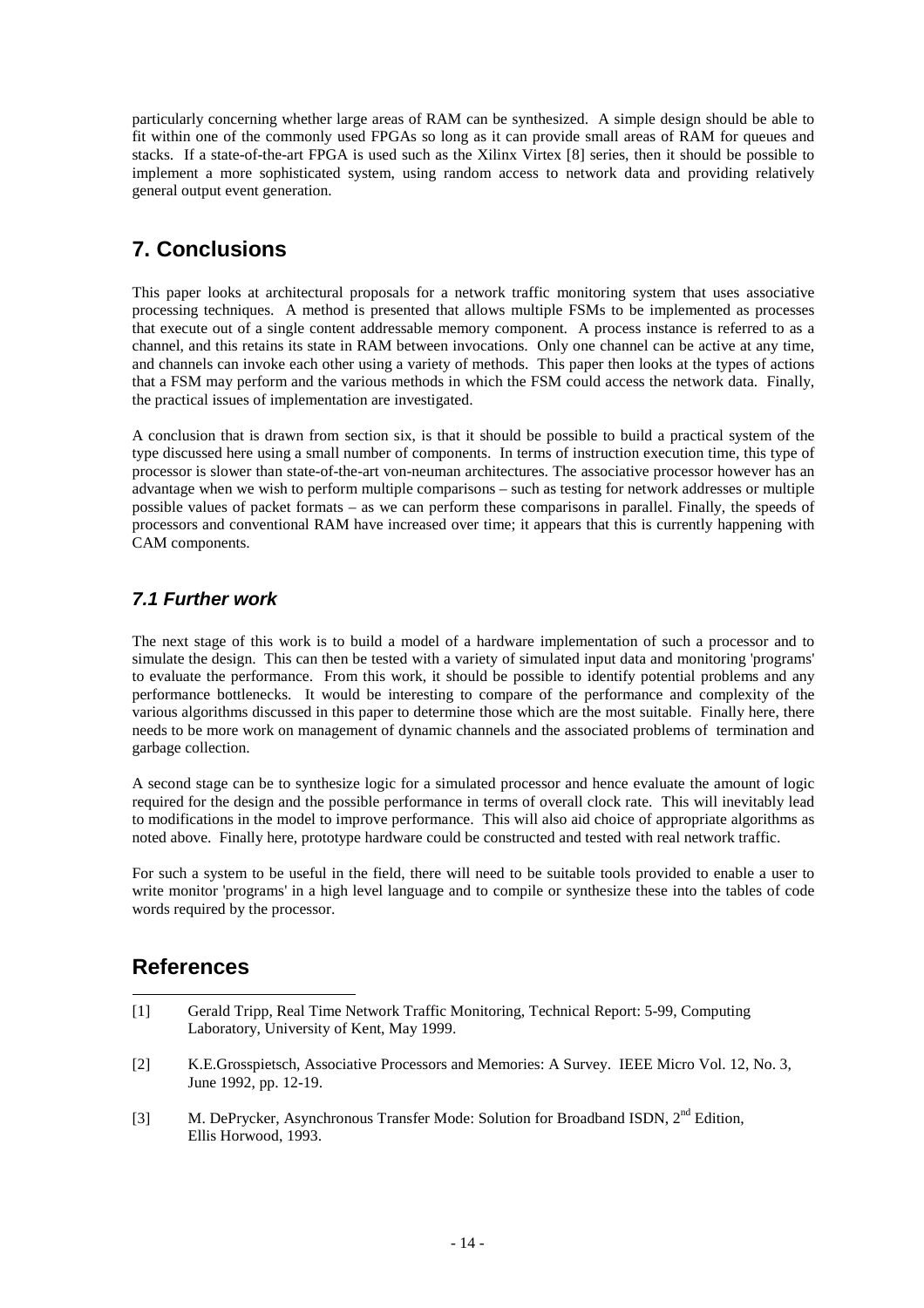particularly concerning whether large areas of RAM can be synthesized. A simple design should be able to fit within one of the commonly used FPGAs so long as it can provide small areas of RAM for queues and stacks. If a state-of-the-art FPGA is used such as the Xilinx Virtex [8] series, then it should be possible to implement a more sophisticated system, using random access to network data and providing relatively general output event generation.

# 7. Conclusions

This paper looks at architectural proposals for a network traffic monitoring system that uses associative processing techniques. A method is presented that allows multiple FSMs to be implemented as processes that execute out of a single content addressable memory component. A process instance is referred to as a channel, and this retains its state in RAM between invocations. Only one channel can be active at any time, and channels can invoke each other using a variety of methods. This paper then looks at the types of actions that a FSM may perform and the various methods in which the FSM could access the network data. Finally, the practical issues of implementation are investigated.

A conclusion that is drawn from section six, is that it should be possible to build a practical system of the type discussed here using a small number of components. In terms of instruction execution time, this type of processor is slower than state-of-the-art von-neuman architectures. The associative processor however has an advantage when we wish to perform multiple comparisons – such as testing for network addresses or multiple possible values of packet formats – as we can perform these comparisons in parallel. Finally, the speeds of processors and conventional RAM have increased over time; it appears that this is currently happening with CAM components.

## *7.1 Further work*

The next stage of this work is to build a model of a hardware implementation of such a processor and to simulate the design. This can then be tested with a variety of simulated input data and monitoring 'programs' to evaluate the performance. From this work, it should be possible to identify potential problems and any performance bottlenecks. It would be interesting to compare of the performance and complexity of the various algorithms discussed in this paper to determine those which are the most suitable. Finally here, there needs to be more work on management of dynamic channels and the associated problems of termination and garbage collection.

A second stage can be to synthesize logic for a simulated processor and hence evaluate the amount of logic required for the design and the possible performance in terms of overall clock rate. This will inevitably lead to modifications in the model to improve performance. This will also aid choice of appropriate algorithms as noted above. Finally here, prototype hardware could be constructed and tested with real network traffic.

For such a system to be useful in the field, there will need to be suitable tools provided to enable a user to write monitor 'programs' in a high level language and to compile or synthesize these into the tables of code words required by the processor.

# References

[1] Gerald Tripp, Real Time Network Traffic Monitoring, Technical Report: 5-99, Computing Laboratory, University of Kent, May 1999.

[2] K.E.Grosspietsch, Associative Processors and Memories: A Survey. IEEE Micro Vol. 12, No. 3, June 1992, pp. 12-19.

[3] M. DePrycker, Asynchronous Transfer Mode: Solution for Broadband ISDN, 2nd Edition, Ellis Horwood, 1993.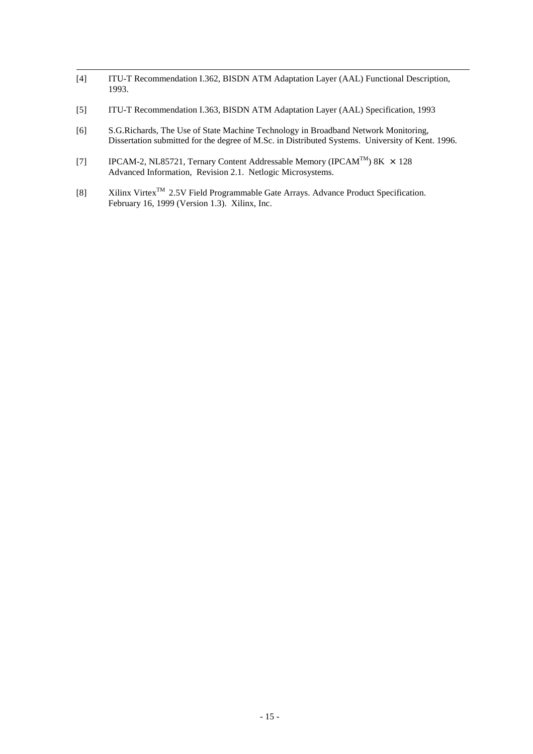[4] ITU-T Recommendation I.362, BISDN ATM Adaptation Layer (AAL) Functional Description, 1993.

[5] ITU-T Recommendation I.363, BISDN ATM Adaptation Layer (AAL) Specification, 1993

[6] S.G.Richards, The Use of State Machine Technology in Broadband Network Monitoring, Dissertation submitted for the degree of M.Sc. in Distributed Systems. University of Kent. 1996.

[7] IPCAM-2, NL85721, Ternary Content Addressable Memory (IPCAM™) 8K × 128 Advanced Information, Revision 2.1. Netlogic Microsystems.

[8] Xilinx Virtex™ 2.5V Field Programmable Gate Arrays. Advance Product Specification. February 16, 1999 (Version 1.3). Xilinx, Inc.